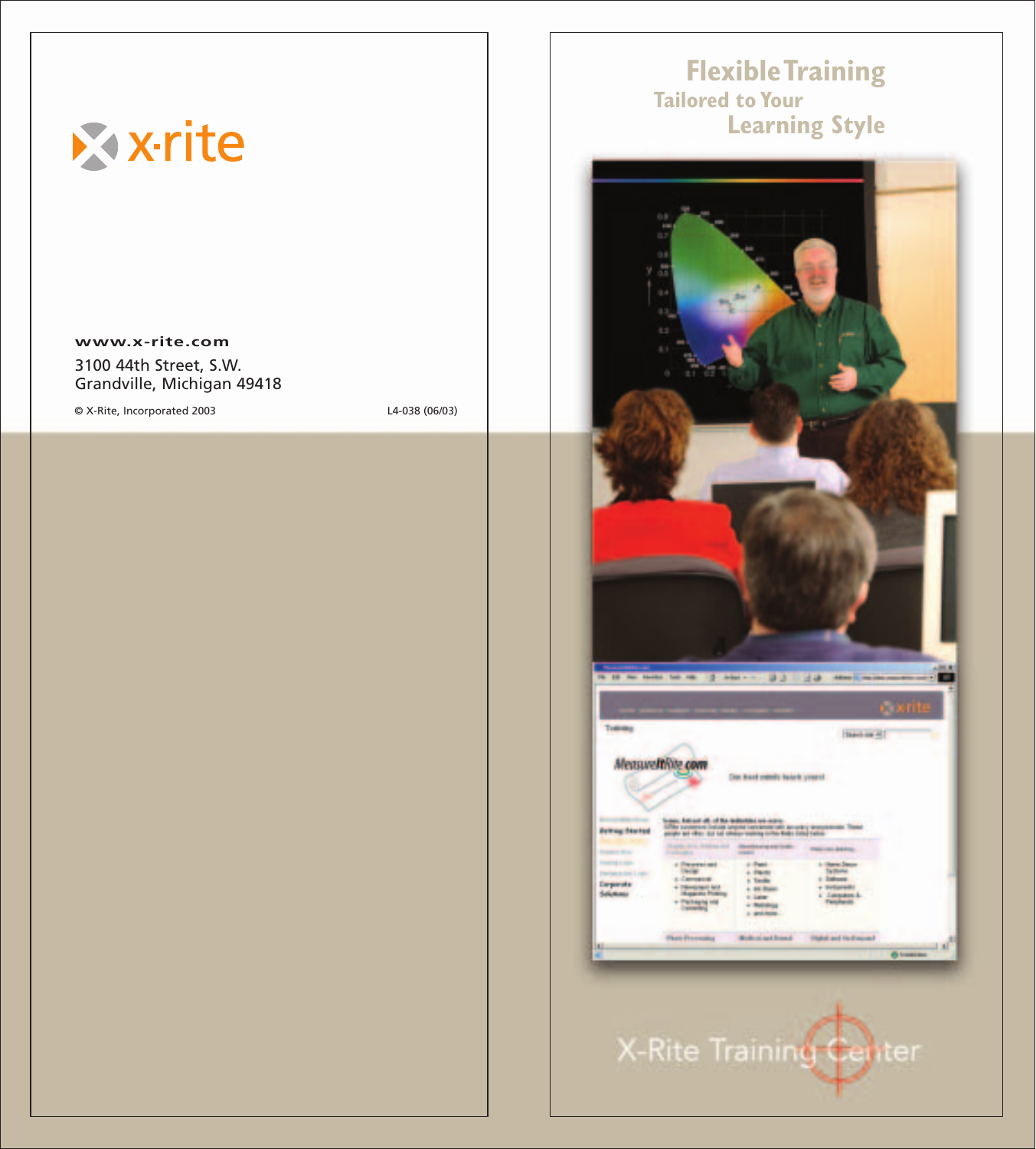x·rite

**www.x-rite.com**

3100 44th Street, S.W.
Grandville, Michigan 49418

© X-Rite, Incorporated 2003

L4-038 (06/03)

# Flexible Training

## Tailored to Your Learning Style

X-Rite Training Center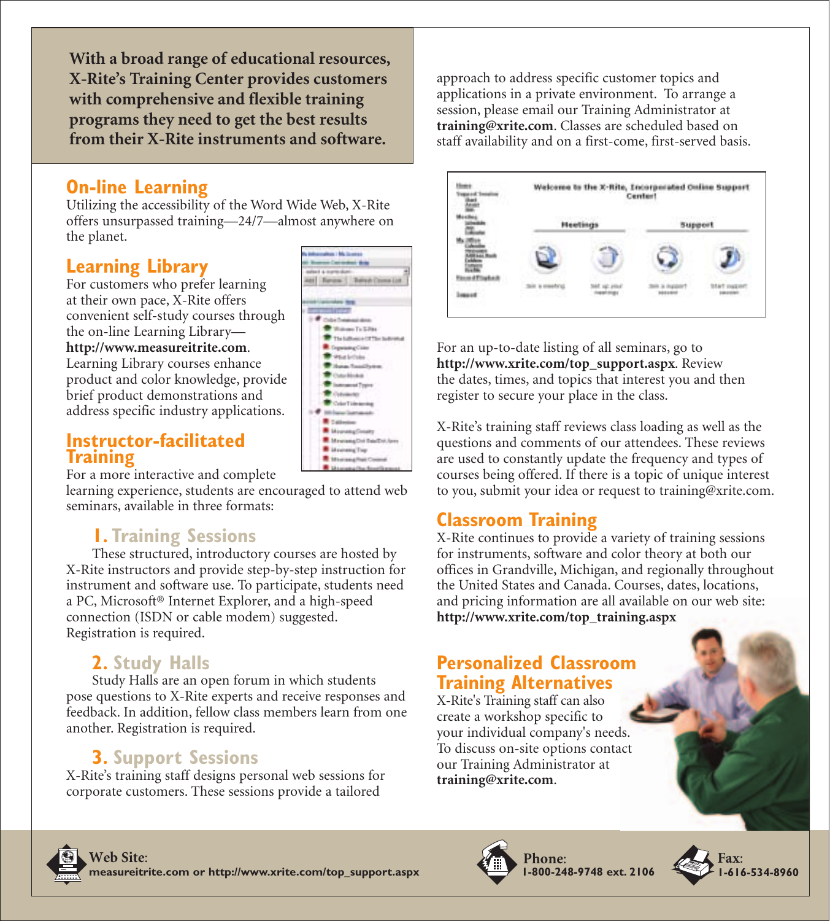**With a broad range of educational resources, X-Rite's Training Center provides customers with comprehensive and flexible training programs they need to get the best results from their X-Rite instruments and software.**

## On-line Learning

Utilizing the accessibility of the Word Wide Web, X-Rite offers unsurpassed training—24/7—almost anywhere on the planet.

## Learning Library

For customers who prefer learning at their own pace, X-Rite offers convenient self-study courses through the on-line Learning Library—**http://www.measureitrite.com**. Learning Library courses enhance product and color knowledge, provide brief product demonstrations and address specific industry applications.

## Instructor-facilitated Training

For a more interactive and complete learning experience, students are encouraged to attend web seminars, available in three formats:

### 1. Training Sessions

These structured, introductory courses are hosted by X-Rite instructors and provide step-by-step instruction for instrument and software use. To participate, students need a PC, Microsoft® Internet Explorer, and a high-speed connection (ISDN or cable modem) suggested. Registration is required.

### 2. Study Halls

Study Halls are an open forum in which students pose questions to X-Rite experts and receive responses and feedback. In addition, fellow class members learn from one another. Registration is required.

### 3. Support Sessions

X-Rite's training staff designs personal web sessions for corporate customers. These sessions provide a tailored approach to address specific customer topics and applications in a private environment. To arrange a session, please email our Training Administrator at **training@xrite.com**. Classes are scheduled based on staff availability and on a first-come, first-served basis.

For an up-to-date listing of all seminars, go to **http://www.xrite.com/top_support.aspx**. Review the dates, times, and topics that interest you and then register to secure your place in the class.

X-Rite's training staff reviews class loading as well as the questions and comments of our attendees. These reviews are used to constantly update the frequency and types of courses being offered. If there is a topic of unique interest to you, submit your idea or request to training@xrite.com.

## Classroom Training

X-Rite continues to provide a variety of training sessions for instruments, software and color theory at both our offices in Grandville, Michigan, and regionally throughout the United States and Canada. Courses, dates, locations, and pricing information are all available on our web site: **http://www.xrite.com/top_training.aspx**

## Personalized Classroom Training Alternatives

X-Rite's Training staff can also create a workshop specific to your individual company's needs. To discuss on-site options contact our Training Administrator at **training@xrite.com**.

**Web Site**: **measureitrite.com or http://www.xrite.com/top_support.aspx**

**Phone**: **1-800-248-9748 ext. 2106**

**Fax**: **1-616-534-8960**